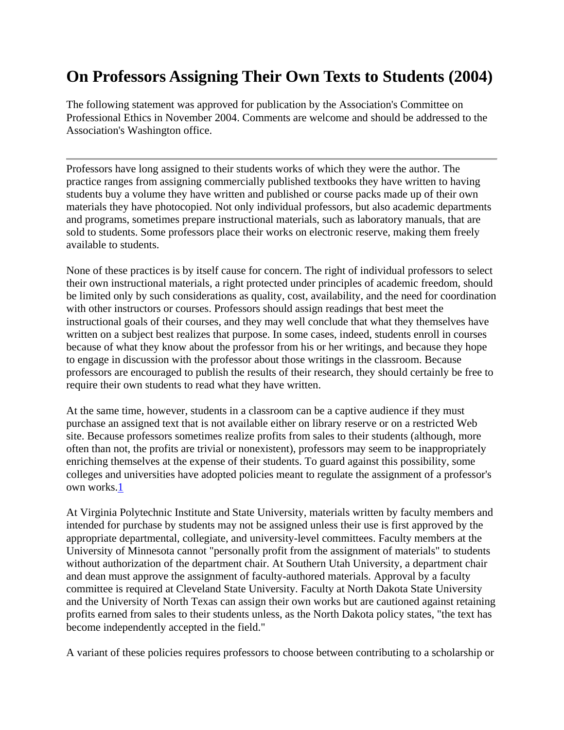# On Professors Assigning Their Own Texts to Students (2004)

The following statement was approved for publication by the Association's Committee on Professional Ethics in November 2004. Comments are welcome and should be addressed to the Association's Washington office.

---

Professors have long assigned to their students works of which they were the author. The practice ranges from assigning commercially published textbooks they have written to having students buy a volume they have written and published or course packs made up of their own materials they have photocopied. Not only individual professors, but also academic departments and programs, sometimes prepare instructional materials, such as laboratory manuals, that are sold to students. Some professors place their works on electronic reserve, making them freely available to students.

None of these practices is by itself cause for concern. The right of individual professors to select their own instructional materials, a right protected under principles of academic freedom, should be limited only by such considerations as quality, cost, availability, and the need for coordination with other instructors or courses. Professors should assign readings that best meet the instructional goals of their courses, and they may well conclude that what they themselves have written on a subject best realizes that purpose. In some cases, indeed, students enroll in courses because of what they know about the professor from his or her writings, and because they hope to engage in discussion with the professor about those writings in the classroom. Because professors are encouraged to publish the results of their research, they should certainly be free to require their own students to read what they have written.

At the same time, however, students in a classroom can be a captive audience if they must purchase an assigned text that is not available either on library reserve or on a restricted Web site. Because professors sometimes realize profits from sales to their students (although, more often than not, the profits are trivial or nonexistent), professors may seem to be inappropriately enriching themselves at the expense of their students. To guard against this possibility, some colleges and universities have adopted policies meant to regulate the assignment of a professor's own works.[1]

At Virginia Polytechnic Institute and State University, materials written by faculty members and intended for purchase by students may not be assigned unless their use is first approved by the appropriate departmental, collegiate, and university-level committees. Faculty members at the University of Minnesota cannot "personally profit from the assignment of materials" to students without authorization of the department chair. At Southern Utah University, a department chair and dean must approve the assignment of faculty-authored materials. Approval by a faculty committee is required at Cleveland State University. Faculty at North Dakota State University and the University of North Texas can assign their own works but are cautioned against retaining profits earned from sales to their students unless, as the North Dakota policy states, "the text has become independently accepted in the field."

A variant of these policies requires professors to choose between contributing to a scholarship or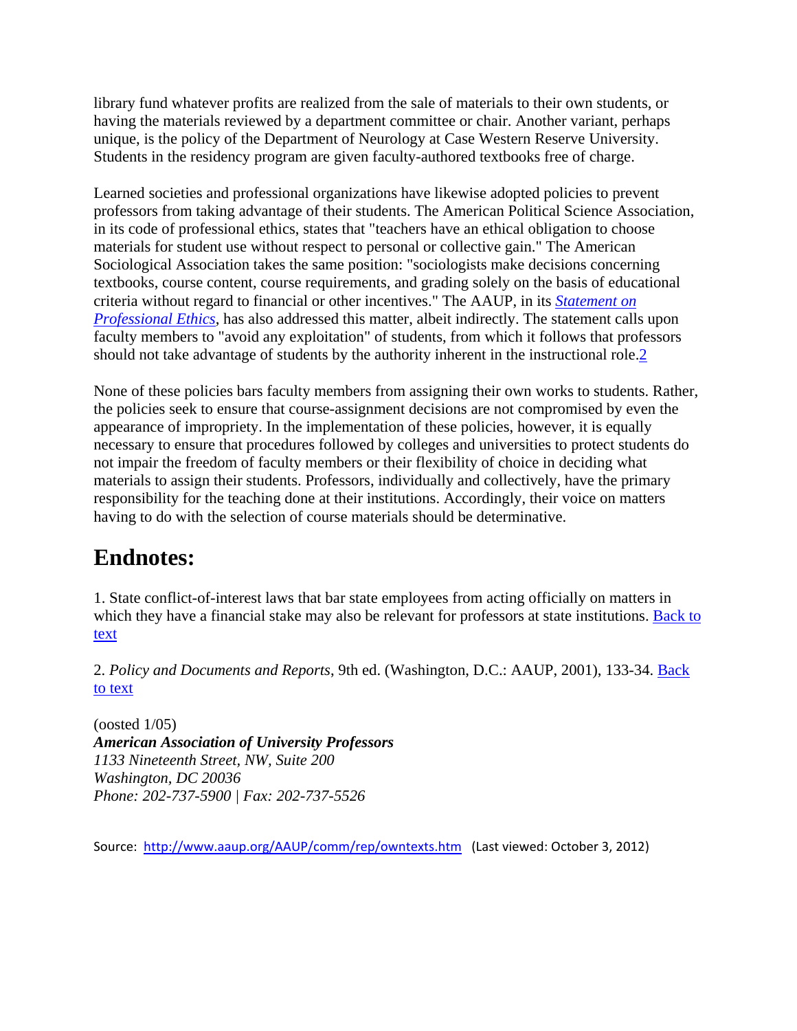library fund whatever profits are realized from the sale of materials to their own students, or having the materials reviewed by a department committee or chair. Another variant, perhaps unique, is the policy of the Department of Neurology at Case Western Reserve University. Students in the residency program are given faculty-authored textbooks free of charge.

Learned societies and professional organizations have likewise adopted policies to prevent professors from taking advantage of their students. The American Political Science Association, in its code of professional ethics, states that "teachers have an ethical obligation to choose materials for student use without respect to personal or collective gain." The American Sociological Association takes the same position: "sociologists make decisions concerning textbooks, course content, course requirements, and grading solely on the basis of educational criteria without regard to financial or other incentives." The AAUP, in its *Statement on Professional Ethics*, has also addressed this matter, albeit indirectly. The statement calls upon faculty members to "avoid any exploitation" of students, from which it follows that professors should not take advantage of students by the authority inherent in the instructional role.[2]

None of these policies bars faculty members from assigning their own works to students. Rather, the policies seek to ensure that course-assignment decisions are not compromised by even the appearance of impropriety. In the implementation of these policies, however, it is equally necessary to ensure that procedures followed by colleges and universities to protect students do not impair the freedom of faculty members or their flexibility of choice in deciding what materials to assign their students. Professors, individually and collectively, have the primary responsibility for the teaching done at their institutions. Accordingly, their voice on matters having to do with the selection of course materials should be determinative.

## Endnotes:

1. State conflict-of-interest laws that bar state employees from acting officially on matters in which they have a financial stake may also be relevant for professors at state institutions. Back to text

2. *Policy and Documents and Reports*, 9th ed. (Washington, D.C.: AAUP, 2001), 133-34. Back to text

(oosted 1/05)
***American Association of University Professors***
*1133 Nineteenth Street, NW, Suite 200*
*Washington, DC 20036*
*Phone: 202-737-5900 | Fax: 202-737-5526*

Source: http://www.aaup.org/AAUP/comm/rep/owntexts.htm (Last viewed: October 3, 2012)